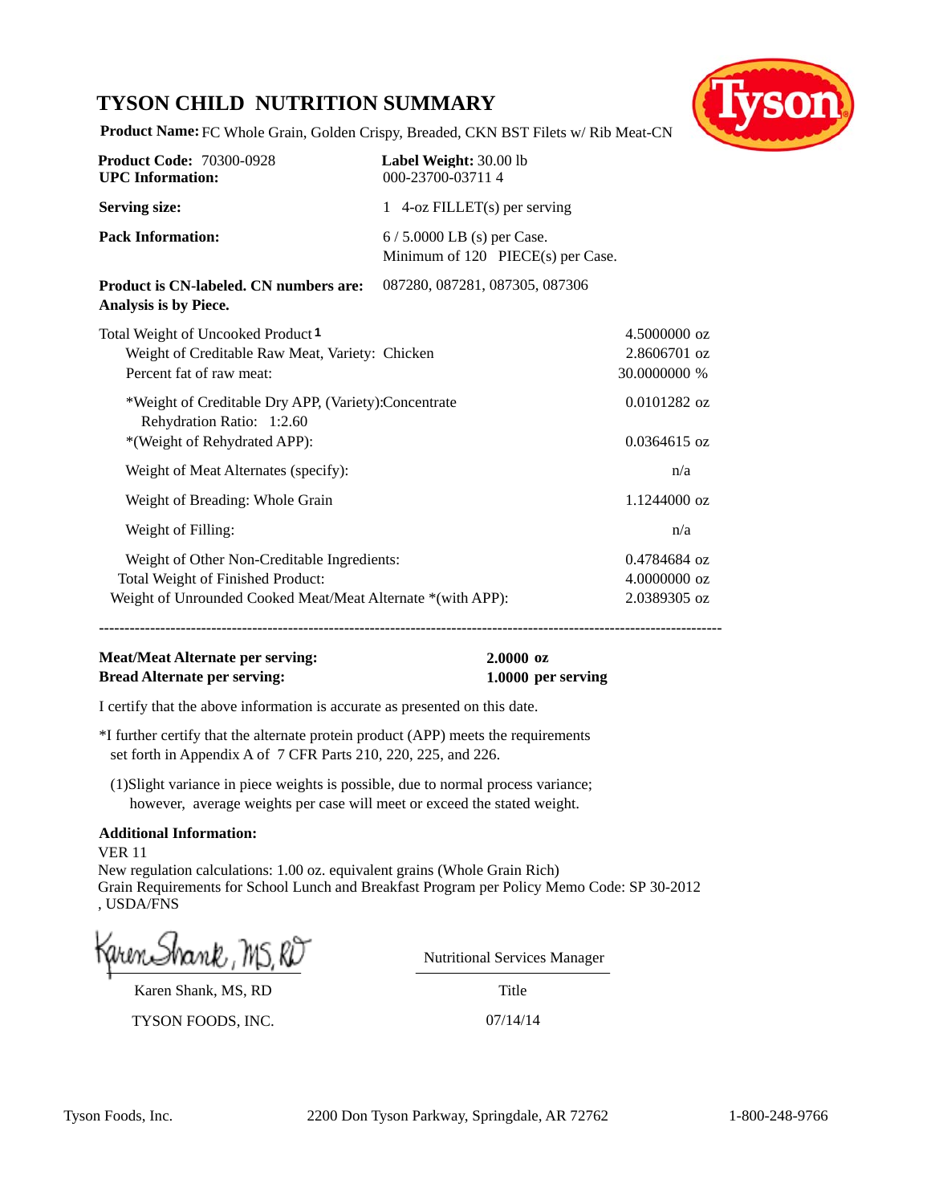# TYSON CHILD NUTRITION SUMMARY

**Product Name:** FC Whole Grain, Golden Crispy, Breaded, CKN BST Filets w/ Rib Meat-CN

| | |
|---|---|
| **Product Code:** 70300-0928 | **Label Weight:** 30.00 lb |
| **UPC Information:** | 000-23700-03711 4 |
| **Serving size:** | 1 4-oz FILLET(s) per serving |
| **Pack Information:** | 6 / 5.0000 LB (s) per Case. Minimum of 120 PIECE(s) per Case. |
| **Product is CN-labeled. CN numbers are: Analysis is by Piece.** | 087280, 087281, 087305, 087306 |

| | |
|---|---|
| Total Weight of Uncooked Product [1] | 4.5000000 oz |
| Weight of Creditable Raw Meat, Variety: Chicken | 2.8606701 oz |
| Percent fat of raw meat: | 30.0000000 % |
| *Weight of Creditable Dry APP, (Variety):Concentrate Rehydration Ratio: 1:2.60 | 0.0101282 oz |
| *(Weight of Rehydrated APP): | 0.0364615 oz |
| Weight of Meat Alternates (specify): | n/a |
| Weight of Breading: Whole Grain | 1.1244000 oz |
| Weight of Filling: | n/a |
| Weight of Other Non-Creditable Ingredients: | 0.4784684 oz |
| Total Weight of Finished Product: | 4.0000000 oz |
| Weight of Unrounded Cooked Meat/Meat Alternate *(with APP): | 2.0389305 oz |

---

**Meat/Meat Alternate per serving:** **2.0000 oz**

**Bread Alternate per serving:** **1.0000 per serving**

I certify that the above information is accurate as presented on this date.

*I further certify that the alternate protein product (APP) meets the requirements set forth in Appendix A of 7 CFR Parts 210, 220, 225, and 226.

(1)Slight variance in piece weights is possible, due to normal process variance; however, average weights per case will meet or exceed the stated weight.

**Additional Information:**

VER 11

New regulation calculations: 1.00 oz. equivalent grains (Whole Grain Rich)

Grain Requirements for School Lunch and Breakfast Program per Policy Memo Code: SP 30-2012 , USDA/FNS

Karen Shank, MS, RD

Karen Shank, MS, RD — Nutritional Services Manager (Title)

TYSON FOODS, INC. — 07/14/14

Tyson Foods, Inc. 2200 Don Tyson Parkway, Springdale, AR 72762 1-800-248-9766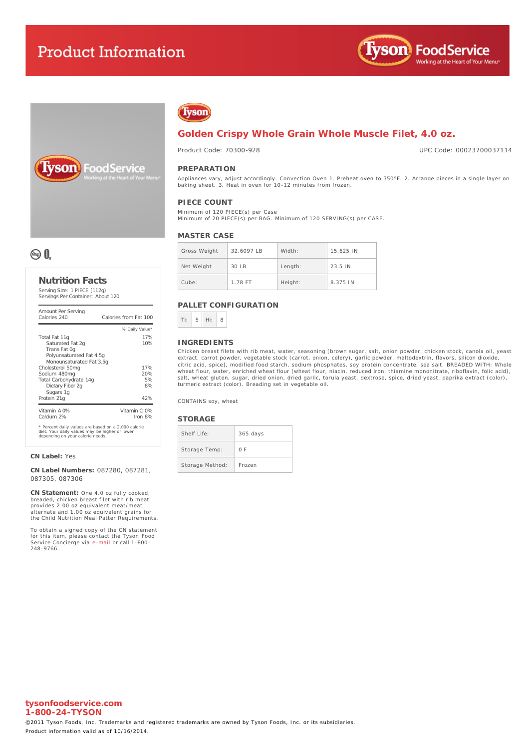# Product Information

## Golden Crispy Whole Grain Whole Muscle Filet, 4.0 oz.

Product Code: 70300-928

UPC Code: 00023700037114

### PREPARATION

Appliances vary, adjust accordingly. Convection Oven 1. Preheat oven to 350°F. 2. Arrange pieces in a single layer on baking sheet. 3. Heat in oven for 10-12 minutes from frozen.

### PIECE COUNT

Minimum of 120 PIECE(s) per Case
Minimum of 20 PIECE(s) per BAG. Minimum of 120 SERVING(s) per CASE.

### MASTER CASE

| Gross Weight | 32.6097 LB | Width: | 15.625 IN |
|---|---|---|---|
| Net Weight | 30 LB | Length: | 23.5 IN |
| Cube: | 1.78 FT | Height: | 8.375 IN |

### PALLET CONFIGURATION

| Ti: | 5 | Hi: | 8 |
|---|---|---|---|

### INGREDIENTS

Chicken breast filets with rib meat, water, seasoning [brown sugar, salt, onion powder, chicken stock, canola oil, yeast extract, carrot powder, vegetable stock (carrot, onion, celery), garlic powder, maltodextrin, flavors, silicon dioxide, citric acid, spice], modified food starch, sodium phosphates, soy protein concentrate, sea salt. BREADED WITH: Whole wheat flour, water, enriched wheat flour (wheat flour, niacin, reduced iron, thiamine mononitrate, riboflavin, folic acid), salt, wheat gluten, sugar, dried onion, dried garlic, torula yeast, dextrose, spice, dried yeast, paprika extract (color), turmeric extract (color). Breading set in vegetable oil.

CONTAINS soy, wheat

### STORAGE

| Shelf Life: | 365 days |
|---|---|
| Storage Temp: | 0 F |
| Storage Method: | Frozen |

### Nutrition Facts

Serving Size: 1 PIECE (112g)
Servings Per Container: About 120

| Amount Per Serving | |
|---|---|
| Calories 240 | Calories from Fat 100 |
| | % Daily Value* |
| Total Fat 11g | 17% |
| Saturated Fat 2g | 10% |
| Trans Fat 0g | |
| Polyunsaturated Fat 4.5g | |
| Monounsaturated Fat 3.5g | |
| Cholesterol 50mg | 17% |
| Sodium 480mg | 20% |
| Total Carbohydrate 14g | 5% |
| Dietary Fiber 2g | 8% |
| Sugars 1g | |
| Protein 21g | 42% |
| Vitamin A 0% | Vitamin C 0% |
| Calcium 2% | Iron 8% |

\* Percent daily values are based on a 2,000 calorie diet. Your daily values may be higher or lower depending on your calorie needs.

**CN Label:** Yes

**CN Label Numbers:** 087280, 087281, 087305, 087306

**CN Statement:** One 4.0 oz fully cooked, breaded, chicken breast filet with rib meat provides 2.00 oz equivalent meat/meat alternate and 1.00 oz equivalent grains for the Child Nutrition Meal Patter Requirements.

To obtain a signed copy of the CN statement for this item, please contact the Tyson Food Service Concierge via e-mail or call 1-800-248-9766.

**tysonfoodservice.com**
**1-800-24-TYSON**

©2011 Tyson Foods, Inc. Trademarks and registered trademarks are owned by Tyson Foods, Inc. or its subsidiaries.
Product information valid as of 10/16/2014.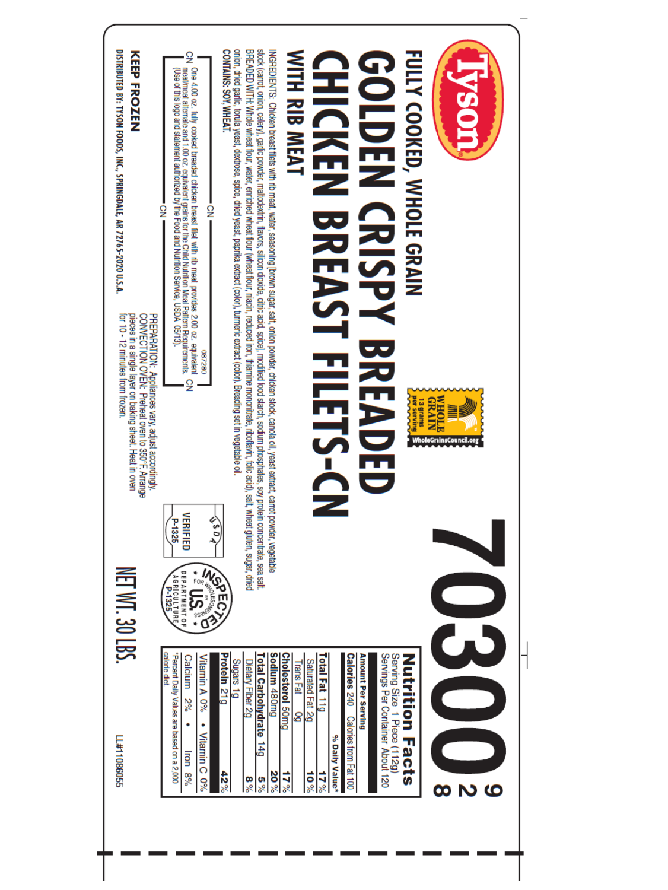Tyson®

# 70300

9 2 8

## FULLY COOKED, WHOLE GRAIN

# GOLDEN CRISPY BREADED CHICKEN BREAST FILETS-CN

## WITH RIB MEAT

WHOLE GRAIN 13 grams per serving WholeGrainsCouncil.org

INGREDIENTS: Chicken breast filets with rib meat, water, seasoning [brown sugar, salt, onion powder, chicken stock, canola oil, yeast extract, carrot powder, vegetable stock (carrot, onion, celery), garlic powder, maltodextrin, flavors, silicon dioxide, citric acid, spice], modified food starch, sodium phosphates, soy protein concentrate, sea salt. BREADED WITH: Whole wheat flour, water, enriched wheat flour (wheat flour, niacin, reduced iron, thiamine mononitrate, riboflavin, folic acid), salt, wheat gluten, sugar, dried onion, dried garlic, torula yeast, dextrose, spice, dried yeast, paprika extract (color), turmeric extract (color). Breading set in vegetable oil.

**CONTAINS: SOY, WHEAT.**

CN 087280 One 4.00 oz. fully cooked breaded chicken breast filet with rib meat provides 2.00 oz. equivalent meat/meat alternate and 1.00 oz. equivalent grains for the Child Nutrition Meal Pattern Requirements. (Use of this logo and statement authorized by the Food and Nutrition Service, USDA 05/13). CN

PREPARATION: Appliances vary, adjust accordingly.
CONVECTION OVEN: Preheat oven to 350°F. Arrange pieces in a single layer on baking sheet. Heat in oven for 10 - 12 minutes from frozen.

USDA VERIFIED P-1325

INSPECTED FOR WHOLESOMENESS BY U.S. DEPARTMENT OF AGRICULTURE P-1325

**Nutrition Facts**
Serving Size 1 Piece (112g)
Servings Per Container About 120

| Amount Per Serving | |
|---|---|
| **Calories** 240 Calories from Fat 100 | |
| | **% Daily Value*** |
| **Total Fat** 11g | **17%** |
| Saturated Fat 2g | **10%** |
| Trans Fat 0g | |
| **Cholesterol** 50mg | **17%** |
| **Sodium** 480mg | **20%** |
| **Total Carbohydrate** 14g | **5%** |
| Dietary Fiber 2g | **8%** |
| Sugars 1g | |
| **Protein** 21g | **42%** |
| Vitamin A 0% • Vitamin C 0% | |
| Calcium 2% • Iron 8% | |

*Percent Daily Values are based on a 2,000 calorie diet.

**KEEP FROZEN**

**NET WT. 30 LBS.**

**DISTRIBUTED BY: TYSON FOODS, INC., SPRINGDALE, AR 72765-2020 U.S.A.**

LL#1086055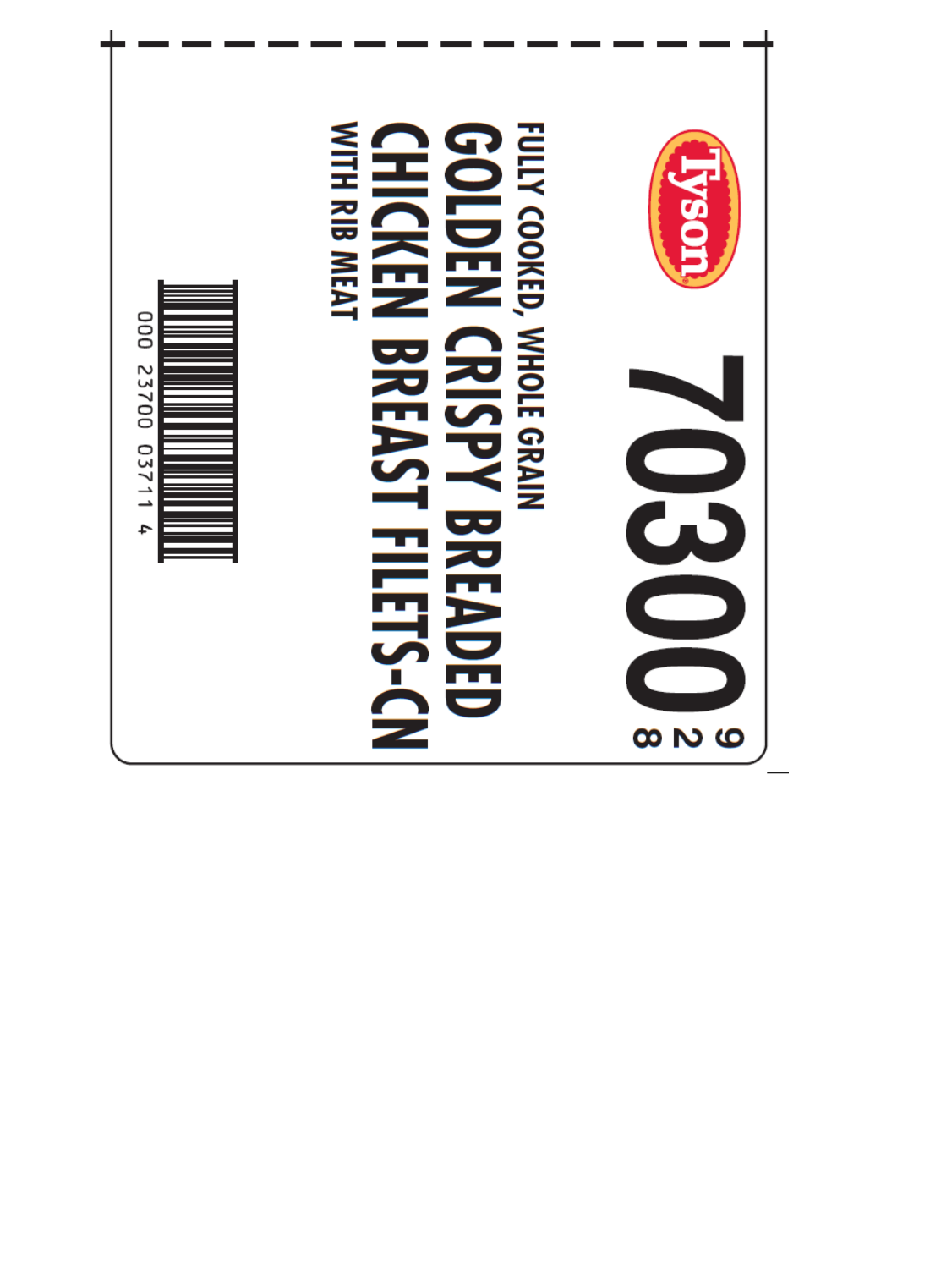Tyson

# 70300

9
2
8

FULLY COOKED, WHOLE GRAIN

## GOLDEN CRISPY BREADED CHICKEN BREAST FILETS-CN

WITH RIB MEAT

000 23700 03711 4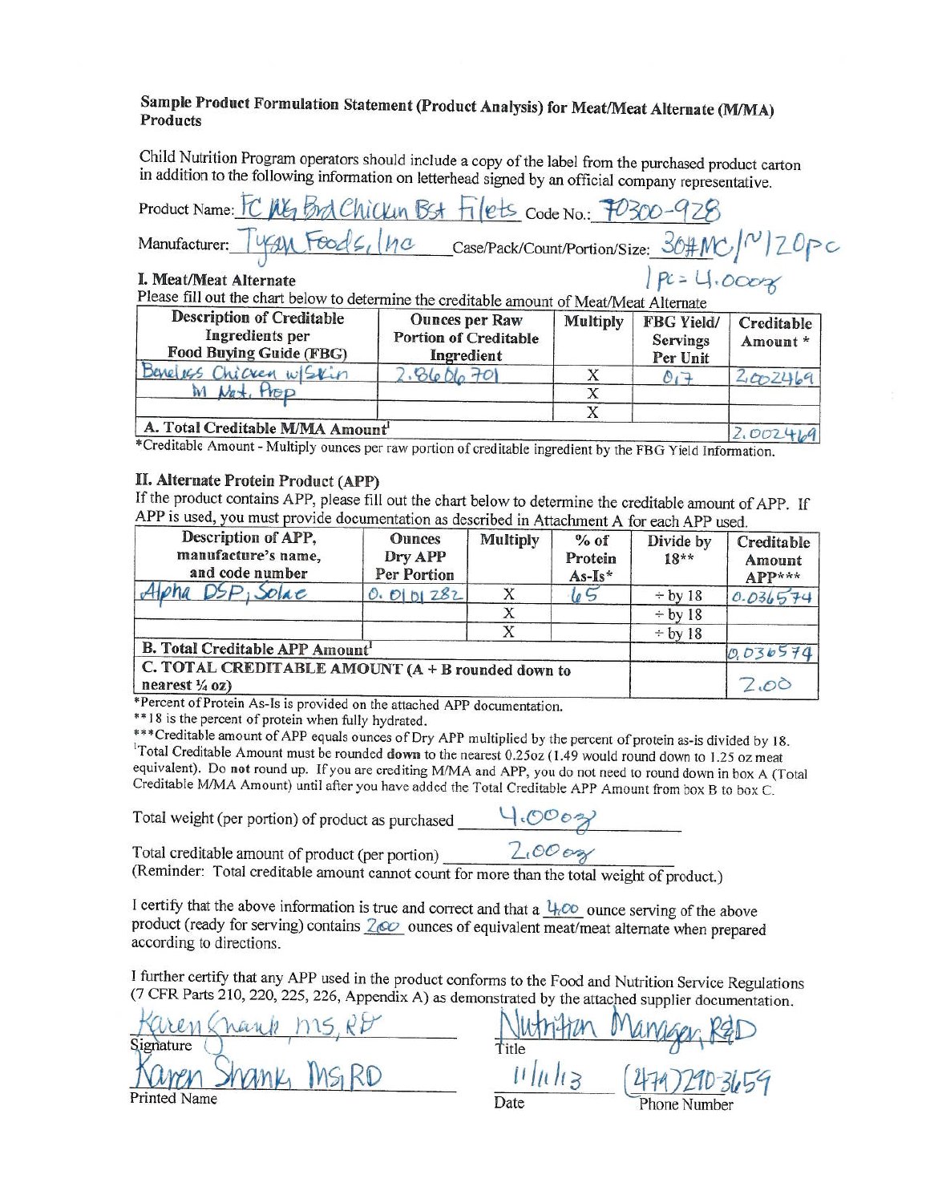**Sample Product Formulation Statement (Product Analysis) for Meat/Meat Alternate (M/MA) Products**

Child Nutrition Program operators should include a copy of the label from the purchased product carton in addition to the following information on letterhead signed by an official company representative.

Product Name: FC WG Brd Chicken Bst Filets Code No.: 70300-928

Manufacturer: Tyson Foods, Inc Case/Pack/Count/Portion/Size: 30#MC/N/120pc
1 pc = 4.000z

**I. Meat/Meat Alternate**

Please fill out the chart below to determine the creditable amount of Meat/Meat Alternate

| Description of Creditable Ingredients per Food Buying Guide (FBG) | Ounces per Raw Portion of Creditable Ingredient | Multiply | FBG Yield/ Servings Per Unit | Creditable Amount * |
|---|---|---|---|---|
| Boneless Chicken w/Skin M Nat. Prop | 2.86066701 | X | 0.7 | 2.002469 |
| | | X | | |
| | | X | | |
| **A. Total Creditable M/MA Amount**[1] | | | | 2.002469 |

*Creditable Amount - Multiply ounces per raw portion of creditable ingredient by the FBG Yield Information.

**II. Alternate Protein Product (APP)**

If the product contains APP, please fill out the chart below to determine the creditable amount of APP. If APP is used, you must provide documentation as described in Attachment A for each APP used.

| Description of APP, manufacture's name, and code number | Ounces Dry APP Per Portion | Multiply | % of Protein As-Is* | Divide by 18** | Creditable Amount APP*** |
|---|---|---|---|---|---|
| Alpha DSP, Solae | 0.0101282 | X | 65 | ÷ by 18 | 0.036574 |
| | | X | | ÷ by 18 | |
| | | X | | ÷ by 18 | |
| **B. Total Creditable APP Amount**[1] | | | | | 0.036574 |
| **C. TOTAL CREDITABLE AMOUNT (A + B rounded down to nearest ¼ oz)** | | | | | 2.00 |

*Percent of Protein As-Is is provided on the attached APP documentation.
**18 is the percent of protein when fully hydrated.
***Creditable amount of APP equals ounces of Dry APP multiplied by the percent of protein as-is divided by 18.
[1]Total Creditable Amount must be rounded **down** to the nearest 0.25oz (1.49 would round down to 1.25 oz meat equivalent). Do **not** round up. If you are crediting M/MA and APP, you do not need to round down in box A (Total Creditable M/MA Amount) until after you have added the Total Creditable APP Amount from box B to box C.

Total weight (per portion) of product as purchased 4.00oz

Total creditable amount of product (per portion) 2.00 oz
(Reminder: Total creditable amount cannot count for more than the total weight of product.)

I certify that the above information is true and correct and that a 4.00 ounce serving of the above product (ready for serving) contains 2.00 ounces of equivalent meat/meat alternate when prepared according to directions.

I further certify that any APP used in the product conforms to the Food and Nutrition Service Regulations (7 CFR Parts 210, 220, 225, 226, Appendix A) as demonstrated by the attached supplier documentation.

Karen Shank MS, RD
Signature

Nutrition Manager, R&D
Title

Karen Shank MS RD
Printed Name

11/11/13
Date

(479)290-3659
Phone Number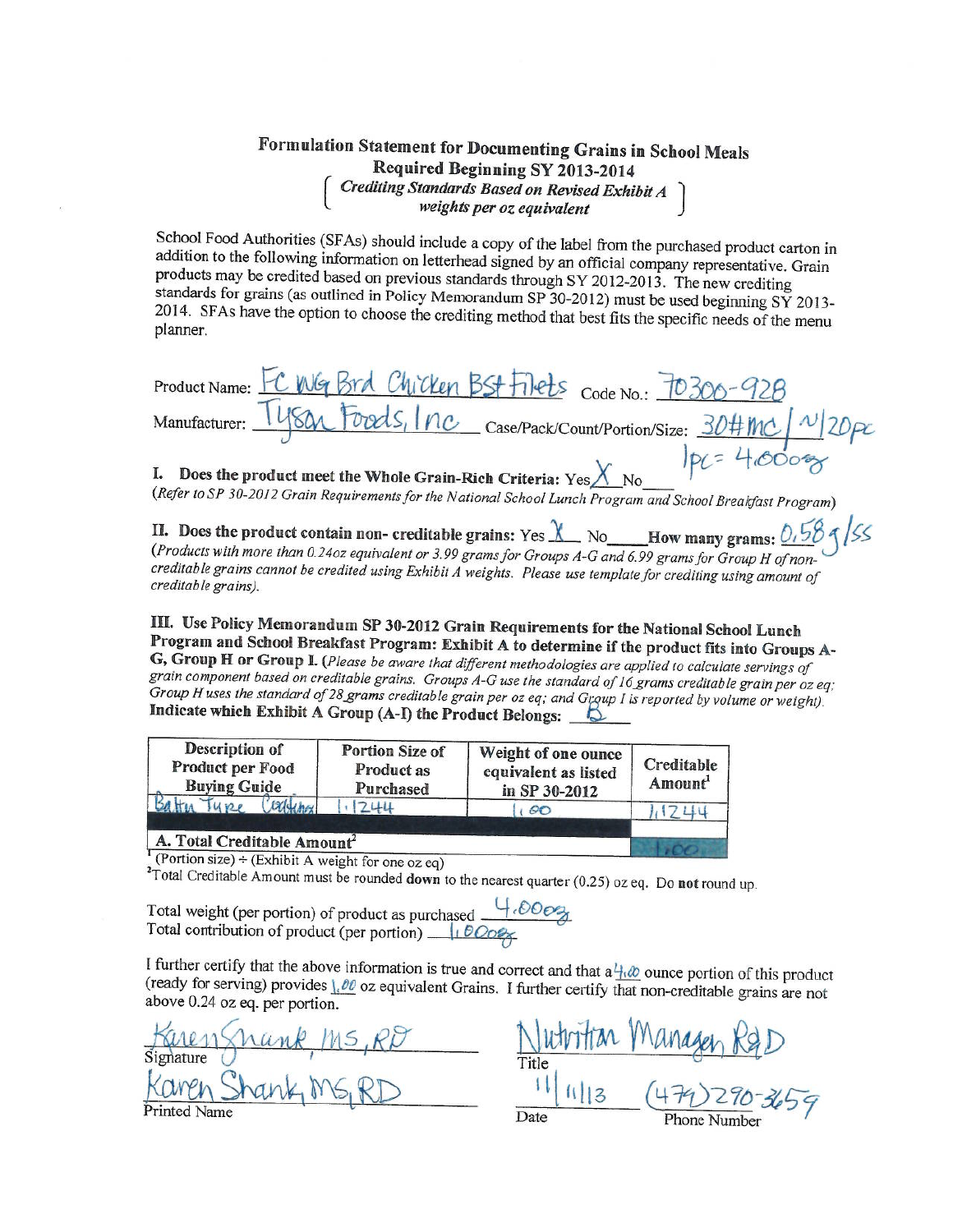# Formulation Statement for Documenting Grains in School Meals

## Required Beginning SY 2013-2014

*[ Crediting Standards Based on Revised Exhibit A weights per oz equivalent ]*

School Food Authorities (SFAs) should include a copy of the label from the purchased product carton in addition to the following information on letterhead signed by an official company representative. Grain products may be credited based on previous standards through SY 2012-2013. The new crediting standards for grains (as outlined in Policy Memorandum SP 30-2012) must be used beginning SY 2013-2014. SFAs have the option to choose the crediting method that best fits the specific needs of the menu planner.

Product Name: FC WG Brd Chicken Bst Filets Code No.: 70300-928

Manufacturer: Tyson Foods, Inc Case/Pack/Count/Portion/Size: 30# MC / ~120pc

1pc = 4.00oz

**I. Does the product meet the Whole Grain-Rich Criteria:** Yes X No ___

*(Refer to SP 30-2012 Grain Requirements for the National School Lunch Program and School Breakfast Program)*

**II. Does the product contain non- creditable grains:** Yes X No ___ **How many grams:** 0.58g/SS

*(Products with more than 0.24oz equivalent or 3.99 grams for Groups A-G and 6.99 grams for Group H of non-creditable grains cannot be credited using Exhibit A weights. Please use template for crediting using amount of creditable grains).*

**III. Use Policy Memorandum SP 30-2012 Grain Requirements for the National School Lunch Program and School Breakfast Program: Exhibit A to determine if the product fits into Groups A-G, Group H or Group I.** *(Please be aware that different methodologies are applied to calculate servings of grain component based on creditable grains. Groups A-G use the standard of 16 grams creditable grain per oz eq; Group H uses the standard of 28 grams creditable grain per oz eq; and Group I is reported by volume or weight).*

**Indicate which Exhibit A Group (A-I) the Product Belongs:** B

| Description of Product per Food Buying Guide | Portion Size of Product as Purchased | Weight of one ounce equivalent as listed in SP 30-2012 | Creditable Amount[1] |
|---|---|---|---|
| Batter Type Coatings | 1.1244 | 1.00 | 1.1244 |
| | | | |
| **A. Total Creditable Amount[2]** | | | 1.00 |

[1] (Portion size) ÷ (Exhibit A weight for one oz eq)

[2] Total Creditable Amount must be rounded **down** to the nearest quarter (0.25) oz eq. Do **not** round up.

Total weight (per portion) of product as purchased 4.00oz

Total contribution of product (per portion) 1.00oz

I further certify that the above information is true and correct and that a 4.00 ounce portion of this product (ready for serving) provides 1.00 oz equivalent Grains. I further certify that non-creditable grains are not above 0.24 oz eq. per portion.

Karen Shank, MS, RD
Signature

Karen Shank, MS, RD
Printed Name

Nutrition Manager R&D
Title

11/11/13
Date

(479)290-3659
Phone Number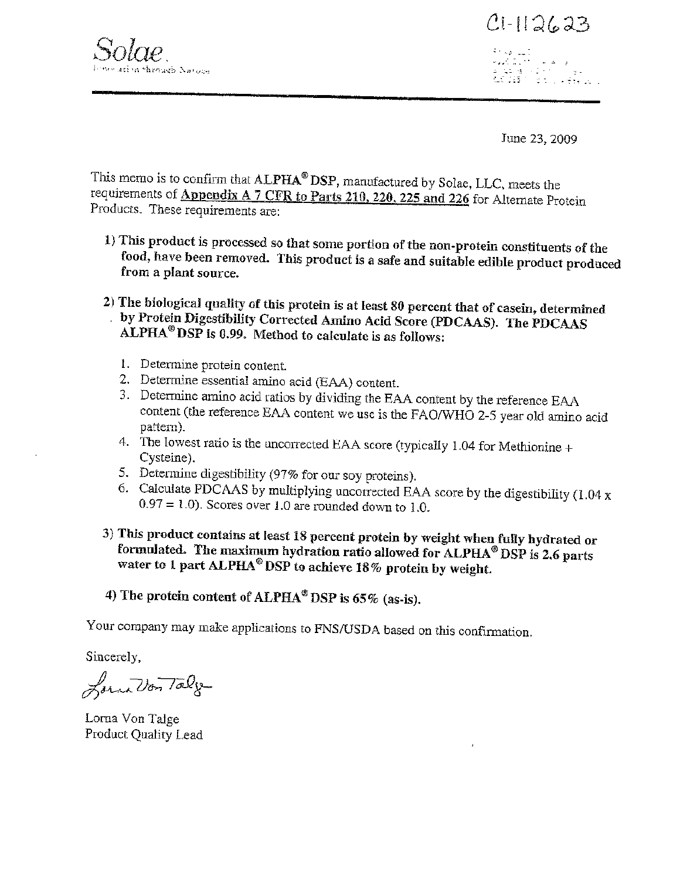CI-112623

Solae.

June 23, 2009

This memo is to confirm that ALPHA® DSP, manufactured by Solae, LLC, meets the requirements of Appendix A 7 CFR to Parts 210, 220, 225 and 226 for Alternate Protein Products. These requirements are:

1) **This product is processed so that some portion of the non-protein constituents of the food, have been removed. This product is a safe and suitable edible product produced from a plant source.**

2) **The biological quality of this protein is at least 80 percent that of casein, determined by Protein Digestibility Corrected Amino Acid Score (PDCAAS). The PDCAAS ALPHA® DSP is 0.99. Method to calculate is as follows:**

   1. Determine protein content.
   2. Determine essential amino acid (EAA) content.
   3. Determine amino acid ratios by dividing the EAA content by the reference EAA content (the reference EAA content we use is the FAO/WHO 2-5 year old amino acid pattern).
   4. The lowest ratio is the uncorrected EAA score (typically 1.04 for Methionine + Cysteine).
   5. Determine digestibility (97% for our soy proteins).
   6. Calculate PDCAAS by multiplying uncorrected EAA score by the digestibility (1.04 x 0.97 = 1.0). Scores over 1.0 are rounded down to 1.0.

3) **This product contains at least 18 percent protein by weight when fully hydrated or formulated. The maximum hydration ratio allowed for ALPHA® DSP is 2.6 parts water to 1 part ALPHA® DSP to achieve 18% protein by weight.**

4) **The protein content of ALPHA® DSP is 65% (as-is).**

Your company may make applications to FNS/USDA based on this confirmation.

Sincerely,

Lorna Von Talge

Lorna Von Talge
Product Quality Lead